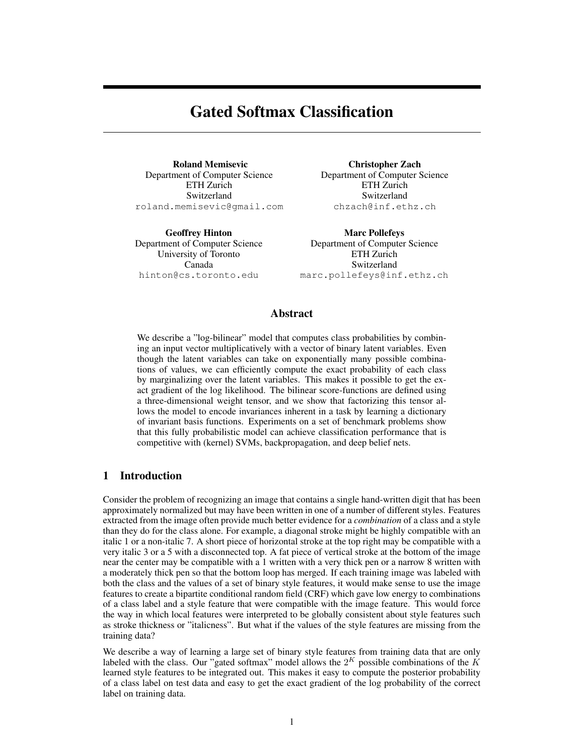# Gated Softmax Classification

**Roland Memisevic**
Department of Computer Science
ETH Zurich
Switzerland
roland.memisevic@gmail.com

**Christopher Zach**
Department of Computer Science
ETH Zurich
Switzerland
chzach@inf.ethz.ch

**Geoffrey Hinton**
Department of Computer Science
University of Toronto
Canada
hinton@cs.toronto.edu

**Marc Pollefeys**
Department of Computer Science
ETH Zurich
Switzerland
marc.pollefeys@inf.ethz.ch

## Abstract

We describe a "log-bilinear" model that computes class probabilities by combining an input vector multiplicatively with a vector of binary latent variables. Even though the latent variables can take on exponentially many possible combinations of values, we can efficiently compute the exact probability of each class by marginalizing over the latent variables. This makes it possible to get the exact gradient of the log likelihood. The bilinear score-functions are defined using a three-dimensional weight tensor, and we show that factorizing this tensor allows the model to encode invariances inherent in a task by learning a dictionary of invariant basis functions. Experiments on a set of benchmark problems show that this fully probabilistic model can achieve classification performance that is competitive with (kernel) SVMs, backpropagation, and deep belief nets.

## 1 Introduction

Consider the problem of recognizing an image that contains a single hand-written digit that has been approximately normalized but may have been written in one of a number of different styles. Features extracted from the image often provide much better evidence for a *combination* of a class and a style than they do for the class alone. For example, a diagonal stroke might be highly compatible with an italic 1 or a non-italic 7. A short piece of horizontal stroke at the top right may be compatible with a very italic 3 or a 5 with a disconnected top. A fat piece of vertical stroke at the bottom of the image near the center may be compatible with a 1 written with a very thick pen or a narrow 8 written with a moderately thick pen so that the bottom loop has merged. If each training image was labeled with both the class and the values of a set of binary style features, it would make sense to use the image features to create a bipartite conditional random field (CRF) which gave low energy to combinations of a class label and a style feature that were compatible with the image feature. This would force the way in which local features were interpreted to be globally consistent about style features such as stroke thickness or "italicness". But what if the values of the style features are missing from the training data?

We describe a way of learning a large set of binary style features from training data that are only labeled with the class. Our "gated softmax" model allows the $2^K$ possible combinations of the $K$ learned style features to be integrated out. This makes it easy to compute the posterior probability of a class label on test data and easy to get the exact gradient of the log probability of the correct label on training data.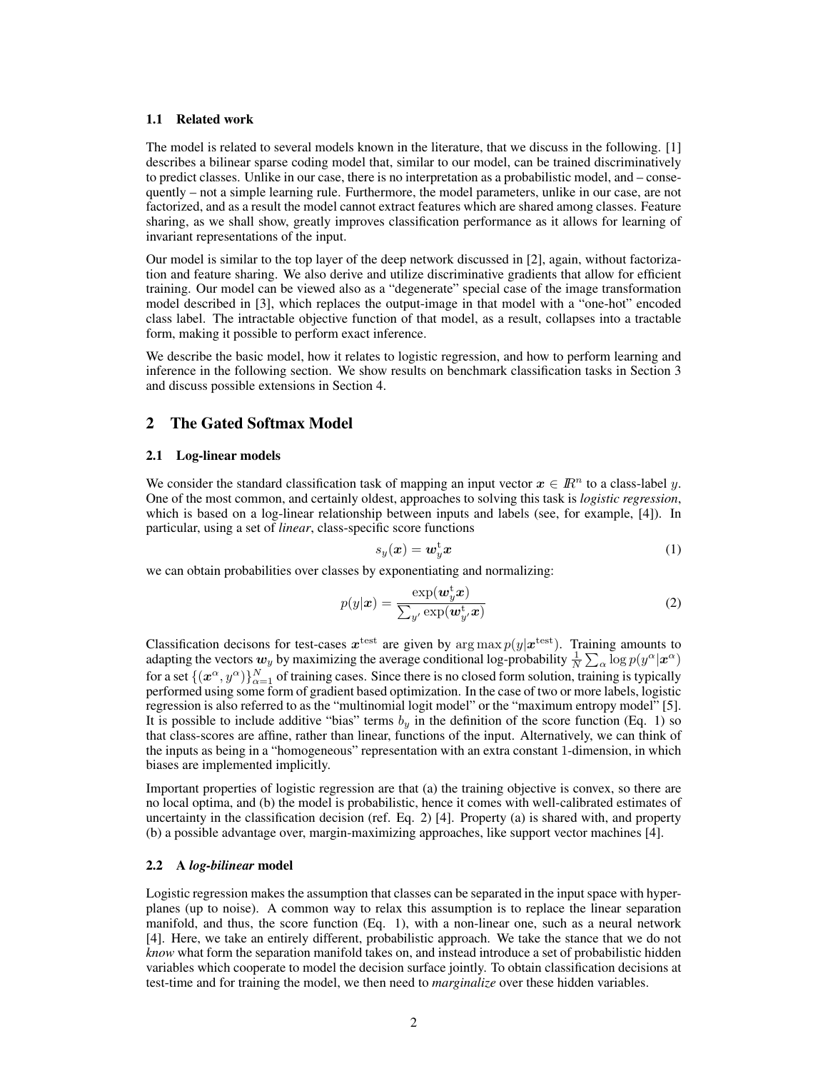### 1.1 Related work

The model is related to several models known in the literature, that we discuss in the following. [1] describes a bilinear sparse coding model that, similar to our model, can be trained discriminatively to predict classes. Unlike in our case, there is no interpretation as a probabilistic model, and – consequently – not a simple learning rule. Furthermore, the model parameters, unlike in our case, are not factorized, and as a result the model cannot extract features which are shared among classes. Feature sharing, as we shall show, greatly improves classification performance as it allows for learning of invariant representations of the input.

Our model is similar to the top layer of the deep network discussed in [2], again, without factorization and feature sharing. We also derive and utilize discriminative gradients that allow for efficient training. Our model can be viewed also as a "degenerate" special case of the image transformation model described in [3], which replaces the output-image in that model with a "one-hot" encoded class label. The intractable objective function of that model, as a result, collapses into a tractable form, making it possible to perform exact inference.

We describe the basic model, how it relates to logistic regression, and how to perform learning and inference in the following section. We show results on benchmark classification tasks in Section 3 and discuss possible extensions in Section 4.

## 2 The Gated Softmax Model

### 2.1 Log-linear models

We consider the standard classification task of mapping an input vector $\boldsymbol{x} \in \mathbb{R}^n$ to a class-label $y$. One of the most common, and certainly oldest, approaches to solving this task is *logistic regression*, which is based on a log-linear relationship between inputs and labels (see, for example, [4]). In particular, using a set of *linear*, class-specific score functions

$$s_y(\boldsymbol{x}) = \boldsymbol{w}_y^{\mathrm{t}} \boldsymbol{x} \tag{1}$$

we can obtain probabilities over classes by exponentiating and normalizing:

$$p(y|\boldsymbol{x}) = \frac{\exp(\boldsymbol{w}_y^{\mathrm{t}} \boldsymbol{x})}{\sum_{y'} \exp(\boldsymbol{w}_{y'}^{\mathrm{t}} \boldsymbol{x})} \tag{2}$$

Classification decisons for test-cases $\boldsymbol{x}^{\mathrm{test}}$ are given by $\arg\max p(y|\boldsymbol{x}^{\mathrm{test}})$. Training amounts to adapting the vectors $\boldsymbol{w}_y$ by maximizing the average conditional log-probability $\frac{1}{N}\sum_\alpha \log p(y^\alpha|\boldsymbol{x}^\alpha)$ for a set $\{(\boldsymbol{x}^\alpha, y^\alpha)\}_{\alpha=1}^N$ of training cases. Since there is no closed form solution, training is typically performed using some form of gradient based optimization. In the case of two or more labels, logistic regression is also referred to as the "multinomial logit model" or the "maximum entropy model" [5]. It is possible to include additive "bias" terms $b_y$ in the definition of the score function (Eq. 1) so that class-scores are affine, rather than linear, functions of the input. Alternatively, we can think of the inputs as being in a "homogeneous" representation with an extra constant 1-dimension, in which biases are implemented implicitly.

Important properties of logistic regression are that (a) the training objective is convex, so there are no local optima, and (b) the model is probabilistic, hence it comes with well-calibrated estimates of uncertainty in the classification decision (ref. Eq. 2) [4]. Property (a) is shared with, and property (b) a possible advantage over, margin-maximizing approaches, like support vector machines [4].

### 2.2 A *log-bilinear* model

Logistic regression makes the assumption that classes can be separated in the input space with hyperplanes (up to noise). A common way to relax this assumption is to replace the linear separation manifold, and thus, the score function (Eq. 1), with a non-linear one, such as a neural network [4]. Here, we take an entirely different, probabilistic approach. We take the stance that we do not *know* what form the separation manifold takes on, and instead introduce a set of probabilistic hidden variables which cooperate to model the decision surface jointly. To obtain classification decisions at test-time and for training the model, we then need to *marginalize* over these hidden variables.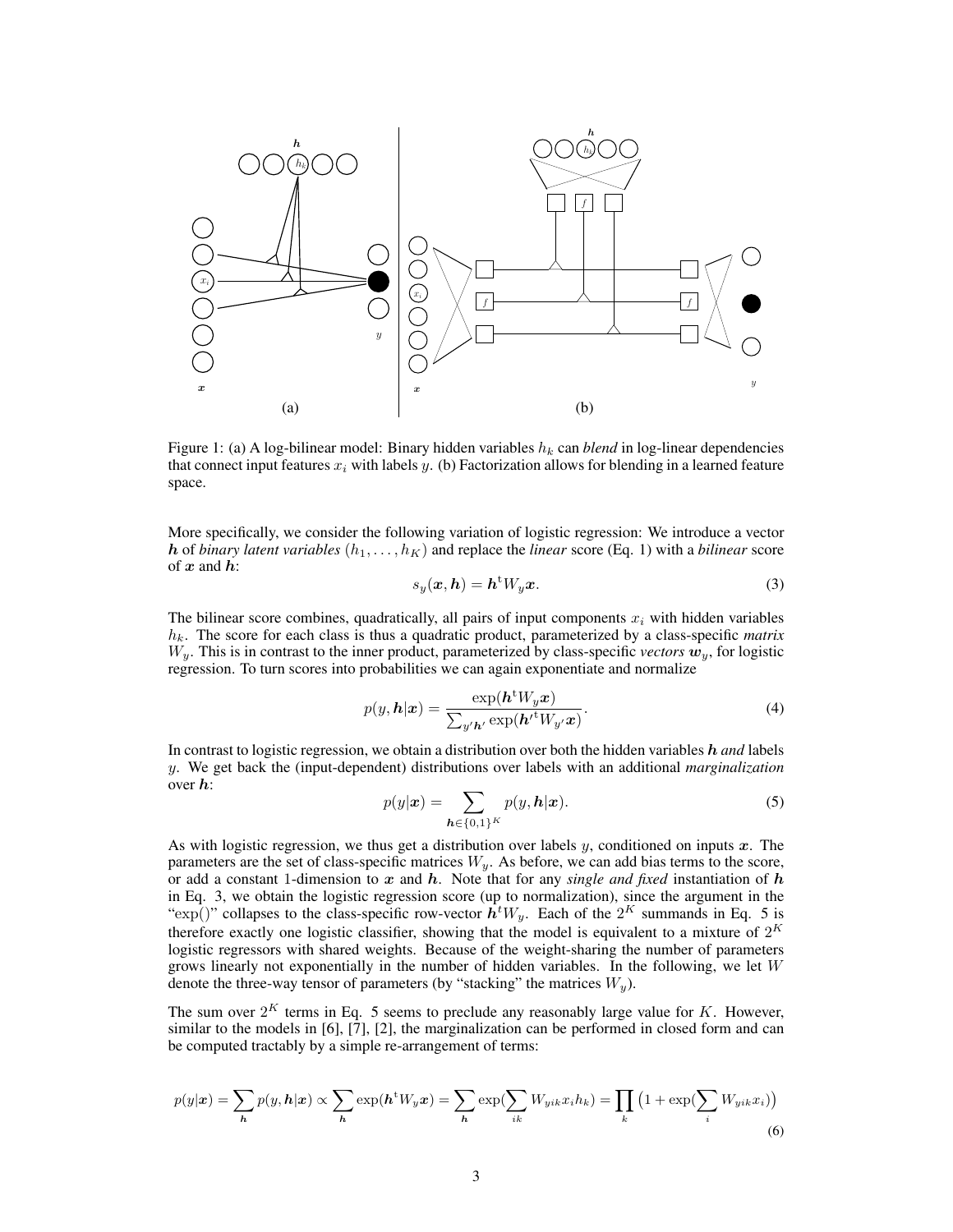Figure 1: (a) A log-bilinear model: Binary hidden variables $h_k$ can *blend* in log-linear dependencies that connect input features $x_i$ with labels $y$. (b) Factorization allows for blending in a learned feature space.

More specifically, we consider the following variation of logistic regression: We introduce a vector $\boldsymbol{h}$ of *binary latent variables* $(h_1, \ldots, h_K)$ and replace the *linear* score (Eq. 1) with a *bilinear* score of $\boldsymbol{x}$ and $\boldsymbol{h}$:

$$s_y(\boldsymbol{x}, \boldsymbol{h}) = \boldsymbol{h}^{\mathrm{t}} W_y \boldsymbol{x}. \tag{3}$$

The bilinear score combines, quadratically, all pairs of input components $x_i$ with hidden variables $h_k$. The score for each class is thus a quadratic product, parameterized by a class-specific *matrix* $W_y$. This is in contrast to the inner product, parameterized by class-specific *vectors* $\boldsymbol{w}_y$, for logistic regression. To turn scores into probabilities we can again exponentiate and normalize

$$p(y, \boldsymbol{h}|\boldsymbol{x}) = \frac{\exp(\boldsymbol{h}^{\mathrm{t}} W_y \boldsymbol{x})}{\sum_{y'\boldsymbol{h}'} \exp(\boldsymbol{h}'^{\mathrm{t}} W_{y'} \boldsymbol{x})}. \tag{4}$$

In contrast to logistic regression, we obtain a distribution over both the hidden variables $\boldsymbol{h}$ *and* labels $y$. We get back the (input-dependent) distributions over labels with an additional *marginalization* over $\boldsymbol{h}$:

$$p(y|\boldsymbol{x}) = \sum_{\boldsymbol{h} \in \{0,1\}^K} p(y, \boldsymbol{h}|\boldsymbol{x}). \tag{5}$$

As with logistic regression, we thus get a distribution over labels $y$, conditioned on inputs $\boldsymbol{x}$. The parameters are the set of class-specific matrices $W_y$. As before, we can add bias terms to the score, or add a constant 1-dimension to $\boldsymbol{x}$ and $\boldsymbol{h}$. Note that for any *single and fixed* instantiation of $\boldsymbol{h}$ in Eq. 3, we obtain the logistic regression score (up to normalization), since the argument in the "exp()" collapses to the class-specific row-vector $\boldsymbol{h}^t W_y$. Each of the $2^K$ summands in Eq. 5 is therefore exactly one logistic classifier, showing that the model is equivalent to a mixture of $2^K$ logistic regressors with shared weights. Because of the weight-sharing the number of parameters grows linearly not exponentially in the number of hidden variables. In the following, we let $W$ denote the three-way tensor of parameters (by "stacking" the matrices $W_y$).

The sum over $2^K$ terms in Eq. 5 seems to preclude any reasonably large value for $K$. However, similar to the models in [6], [7], [2], the marginalization can be performed in closed form and can be computed tractably by a simple re-arrangement of terms:

$$p(y|\boldsymbol{x}) = \sum_{\boldsymbol{h}} p(y, \boldsymbol{h}|\boldsymbol{x}) \propto \sum_{\boldsymbol{h}} \exp(\boldsymbol{h}^{\mathrm{t}} W_y \boldsymbol{x}) = \sum_{\boldsymbol{h}} \exp(\sum_{ik} W_{yik} x_i h_k) = \prod_k \left(1 + \exp(\sum_i W_{yik} x_i)\right) \tag{6}$$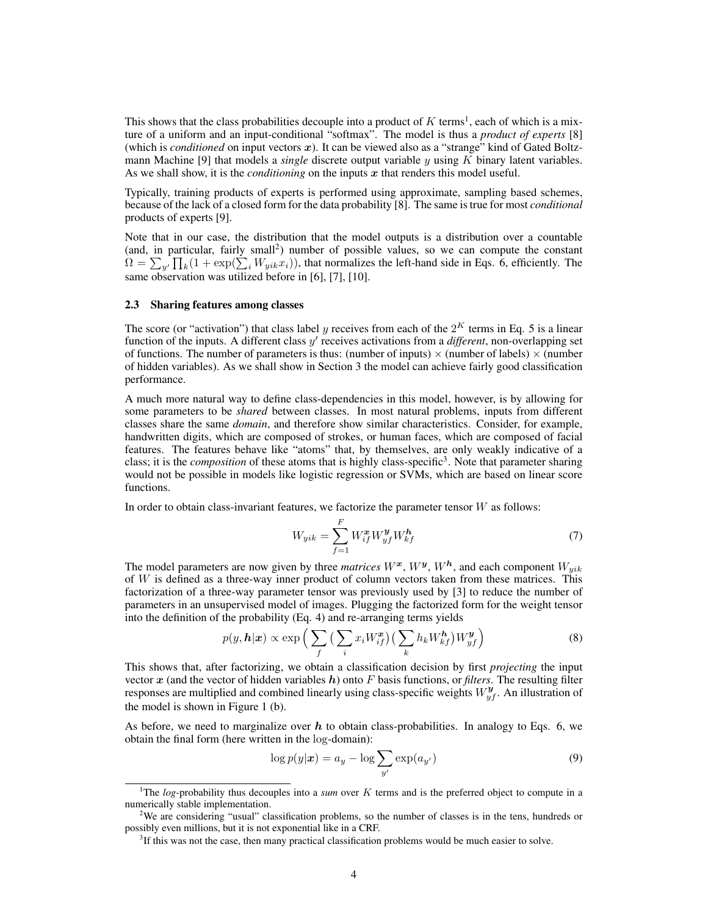This shows that the class probabilities decouple into a product of $K$ terms[1], each of which is a mixture of a uniform and an input-conditional "softmax". The model is thus a *product of experts* [8] (which is *conditioned* on input vectors $\boldsymbol{x}$). It can be viewed also as a "strange" kind of Gated Boltzmann Machine [9] that models a *single* discrete output variable $y$ using $K$ binary latent variables. As we shall show, it is the *conditioning* on the inputs $\boldsymbol{x}$ that renders this model useful.

Typically, training products of experts is performed using approximate, sampling based schemes, because of the lack of a closed form for the data probability [8]. The same is true for most *conditional* products of experts [9].

Note that in our case, the distribution that the model outputs is a distribution over a countable (and, in particular, fairly small[2]) number of possible values, so we can compute the constant $\Omega = \sum_{y'} \prod_k (1 + \exp(\sum_i W_{yik} x_i))$, that normalizes the left-hand side in Eqs. 6, efficiently. The same observation was utilized before in [6], [7], [10].

### 2.3 Sharing features among classes

The score (or "activation") that class label $y$ receives from each of the $2^K$ terms in Eq. 5 is a linear function of the inputs. A different class $y'$ receives activations from a *different*, non-overlapping set of functions. The number of parameters is thus: (number of inputs) $\times$ (number of labels) $\times$ (number of hidden variables). As we shall show in Section 3 the model can achieve fairly good classification performance.

A much more natural way to define class-dependencies in this model, however, is by allowing for some parameters to be *shared* between classes. In most natural problems, inputs from different classes share the same *domain*, and therefore show similar characteristics. Consider, for example, handwritten digits, which are composed of strokes, or human faces, which are composed of facial features. The features behave like "atoms" that, by themselves, are only weakly indicative of a class; it is the *composition* of these atoms that is highly class-specific[3]. Note that parameter sharing would not be possible in models like logistic regression or SVMs, which are based on linear score functions.

In order to obtain class-invariant features, we factorize the parameter tensor $W$ as follows:

$$W_{yik} = \sum_{f=1}^{F} W^{\boldsymbol{x}}_{if} W^{\boldsymbol{y}}_{yf} W^{\boldsymbol{h}}_{kf} \tag{7}$$

The model parameters are now given by three *matrices* $W^{\boldsymbol{x}}$, $W^{\boldsymbol{y}}$, $W^{\boldsymbol{h}}$, and each component $W_{yik}$ of $W$ is defined as a three-way inner product of column vectors taken from these matrices. This factorization of a three-way parameter tensor was previously used by [3] to reduce the number of parameters in an unsupervised model of images. Plugging the factorized form for the weight tensor into the definition of the probability (Eq. 4) and re-arranging terms yields

$$p(y, \boldsymbol{h}|\boldsymbol{x}) \propto \exp\Big( \sum_f \big( \sum_i x_i W^{\boldsymbol{x}}_{if} \big) \big( \sum_k h_k W^{\boldsymbol{h}}_{kf} \big) W^{\boldsymbol{y}}_{yf} \Big) \tag{8}$$

This shows that, after factorizing, we obtain a classification decision by first *projecting* the input vector $\boldsymbol{x}$ (and the vector of hidden variables $\boldsymbol{h}$) onto $F$ basis functions, or ***filters***. The resulting filter responses are multiplied and combined linearly using class-specific weights $W^{\boldsymbol{y}}_{yf}$. An illustration of the model is shown in Figure 1 (b).

As before, we need to marginalize over $\boldsymbol{h}$ to obtain class-probabilities. In analogy to Eqs. 6, we obtain the final form (here written in the log-domain):

$$\log p(y|\boldsymbol{x}) = a_y - \log \sum_{y'} \exp(a_{y'}) \tag{9}$$

---

[1] The *log*-probability thus decouples into a *sum* over $K$ terms and is the preferred object to compute in a numerically stable implementation.

[2] We are considering "usual" classification problems, so the number of classes is in the tens, hundreds or possibly even millions, but it is not exponential like in a CRF.

[3] If this was not the case, then many practical classification problems would be much easier to solve.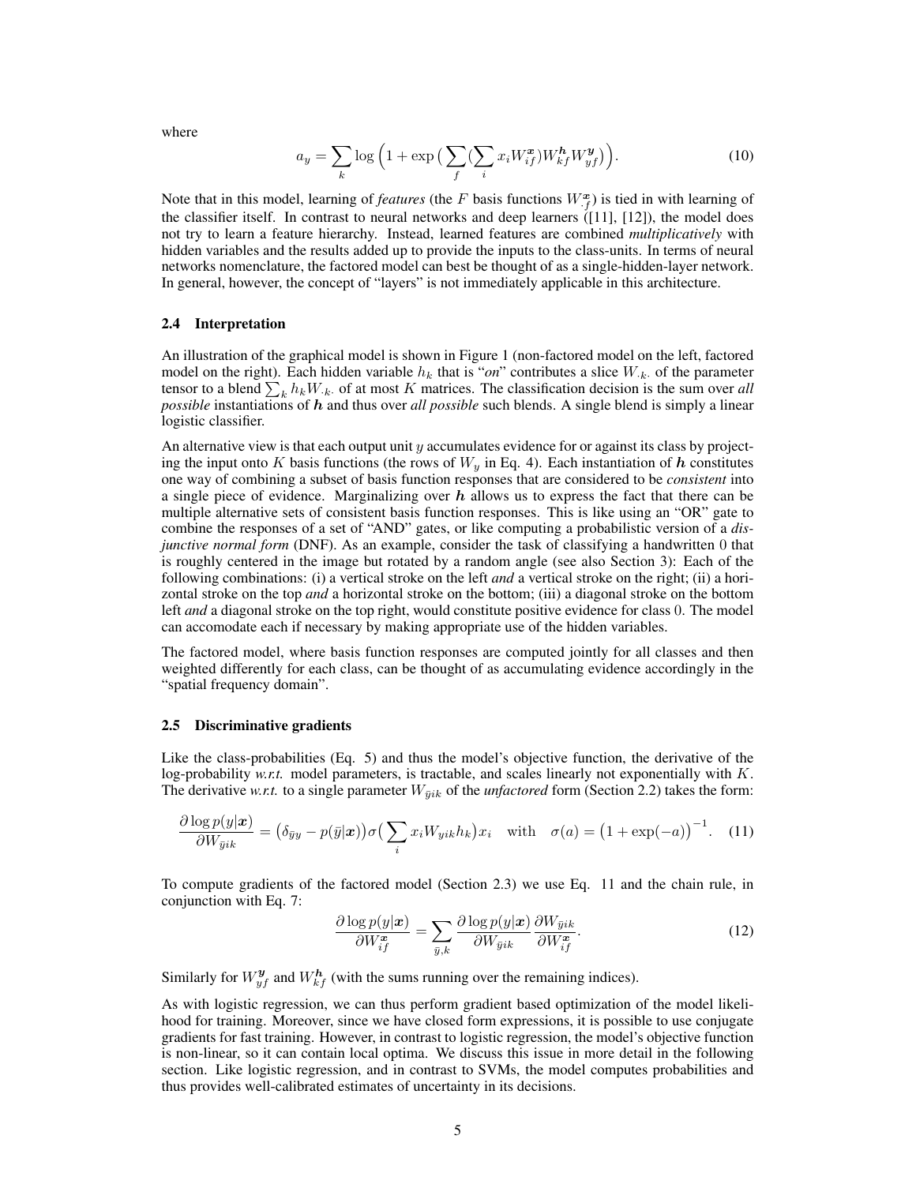where

$$a_y = \sum_k \log \Big( 1 + \exp\big( \sum_f (\sum_i x_i W^{\boldsymbol{x}}_{if}) W^{\boldsymbol{h}}_{kf} W^{\boldsymbol{y}}_{yf} \big) \Big). \tag{10}$$

Note that in this model, learning of *features* (the $F$ basis functions $W^{\boldsymbol{x}}_{\cdot f}$) is tied in with learning of the classifier itself. In contrast to neural networks and deep learners ([11], [12]), the model does not try to learn a feature hierarchy. Instead, learned features are combined *multiplicatively* with hidden variables and the results added up to provide the inputs to the class-units. In terms of neural networks nomenclature, the factored model can best be thought of as a single-hidden-layer network. In general, however, the concept of "layers" is not immediately applicable in this architecture.

### 2.4 Interpretation

An illustration of the graphical model is shown in Figure 1 (non-factored model on the left, factored model on the right). Each hidden variable $h_k$ that is "*on*" contributes a slice $W_{\cdot k \cdot}$ of the parameter tensor to a blend $\sum_k h_k W_{\cdot k \cdot}$ of at most $K$ matrices. The classification decision is the sum over *all possible* instantiations of $\boldsymbol{h}$ and thus over *all possible* such blends. A single blend is simply a linear logistic classifier.

An alternative view is that each output unit $y$ accumulates evidence for or against its class by projecting the input onto $K$ basis functions (the rows of $W_y$ in Eq. 4). Each instantiation of $\boldsymbol{h}$ constitutes one way of combining a subset of basis function responses that are considered to be *consistent* into a single piece of evidence. Marginalizing over $\boldsymbol{h}$ allows us to express the fact that there can be multiple alternative sets of consistent basis function responses. This is like using an "OR" gate to combine the responses of a set of "AND" gates, or like computing a probabilistic version of a *disjunctive normal form* (DNF). As an example, consider the task of classifying a handwritten 0 that is roughly centered in the image but rotated by a random angle (see also Section 3): Each of the following combinations: (i) a vertical stroke on the left *and* a vertical stroke on the right; (ii) a horizontal stroke on the top *and* a horizontal stroke on the bottom; (iii) a diagonal stroke on the bottom left *and* a diagonal stroke on the top right, would constitute positive evidence for class 0. The model can accomodate each if necessary by making appropriate use of the hidden variables.

The factored model, where basis function responses are computed jointly for all classes and then weighted differently for each class, can be thought of as accumulating evidence accordingly in the "spatial frequency domain".

### 2.5 Discriminative gradients

Like the class-probabilities (Eq. 5) and thus the model's objective function, the derivative of the log-probability *w.r.t.* model parameters, is tractable, and scales linearly not exponentially with $K$. The derivative *w.r.t.* to a single parameter $W_{\bar{y}ik}$ of the *unfactored* form (Section 2.2) takes the form:

$$\frac{\partial \log p(y|\boldsymbol{x})}{\partial W_{\bar{y}ik}} = \big( \delta_{\bar{y}y} - p(\bar{y}|\boldsymbol{x}) \big) \sigma\big( \sum_i x_i W_{yik} h_k \big) x_i \quad \text{with} \quad \sigma(a) = \big( 1 + \exp(-a) \big)^{-1}. \tag{11}$$

To compute gradients of the factored model (Section 2.3) we use Eq. 11 and the chain rule, in conjunction with Eq. 7:

$$\frac{\partial \log p(y|\boldsymbol{x})}{\partial W^{\boldsymbol{x}}_{if}} = \sum_{\bar{y},k} \frac{\partial \log p(y|\boldsymbol{x})}{\partial W_{\bar{y}ik}} \frac{\partial W_{\bar{y}ik}}{\partial W^{\boldsymbol{x}}_{if}}. \tag{12}$$

Similarly for $W^{\boldsymbol{y}}_{yf}$ and $W^{\boldsymbol{h}}_{kf}$ (with the sums running over the remaining indices).

As with logistic regression, we can thus perform gradient based optimization of the model likelihood for training. Moreover, since we have closed form expressions, it is possible to use conjugate gradients for fast training. However, in contrast to logistic regression, the model's objective function is non-linear, so it can contain local optima. We discuss this issue in more detail in the following section. Like logistic regression, and in contrast to SVMs, the model computes probabilities and thus provides well-calibrated estimates of uncertainty in its decisions.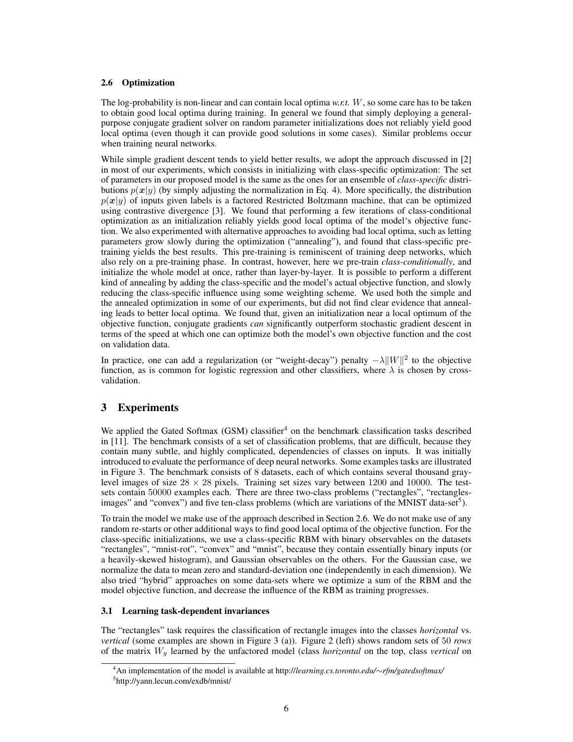### 2.6 Optimization

The log-probability is non-linear and can contain local optima *w.r.t.* $W$, so some care has to be taken to obtain good local optima during training. In general we found that simply deploying a general-purpose conjugate gradient solver on random parameter initializations does not reliably yield good local optima (even though it can provide good solutions in some cases). Similar problems occur when training neural networks.

While simple gradient descent tends to yield better results, we adopt the approach discussed in [2] in most of our experiments, which consists in initializing with class-specific optimization: The set of parameters in our proposed model is the same as the ones for an ensemble of *class-specific* distributions $p(\boldsymbol{x}|y)$ (by simply adjusting the normalization in Eq. 4). More specifically, the distribution $p(\boldsymbol{x}|y)$ of inputs given labels is a factored Restricted Boltzmann machine, that can be optimized using contrastive divergence [3]. We found that performing a few iterations of class-conditional optimization as an initialization reliably yields good local optima of the model's objective function. We also experimented with alternative approaches to avoiding bad local optima, such as letting parameters grow slowly during the optimization ("annealing"), and found that class-specific pre-training yields the best results. This pre-training is reminiscent of training deep networks, which also rely on a pre-training phase. In contrast, however, here we pre-train *class-conditionally*, and initialize the whole model at once, rather than layer-by-layer. It is possible to perform a different kind of annealing by adding the class-specific and the model's actual objective function, and slowly reducing the class-specific influence using some weighting scheme. We used both the simple and the annealed optimization in some of our experiments, but did not find clear evidence that annealing leads to better local optima. We found that, given an initialization near a local optimum of the objective function, conjugate gradients *can* significantly outperform stochastic gradient descent in terms of the speed at which one can optimize both the model's own objective function and the cost on validation data.

In practice, one can add a regularization (or "weight-decay") penalty $-\lambda \|W\|^2$ to the objective function, as is common for logistic regression and other classifiers, where $\lambda$ is chosen by cross-validation.

## 3 Experiments

We applied the Gated Softmax (GSM) classifier[4] on the benchmark classification tasks described in [11]. The benchmark consists of a set of classification problems, that are difficult, because they contain many subtle, and highly complicated, dependencies of classes on inputs. It was initially introduced to evaluate the performance of deep neural networks. Some examples tasks are illustrated in Figure 3. The benchmark consists of 8 datasets, each of which contains several thousand gray-level images of size $28 \times 28$ pixels. Training set sizes vary between 1200 and 10000. The test-sets contain 50000 examples each. There are three two-class problems ("rectangles", "rectangles-images" and "convex") and five ten-class problems (which are variations of the MNIST data-set[5]).

To train the model we make use of the approach described in Section 2.6. We do not make use of any random re-starts or other additional ways to find good local optima of the objective function. For the class-specific initializations, we use a class-specific RBM with binary observables on the datasets "rectangles", "mnist-rot", "convex" and "mnist", because they contain essentially binary inputs (or a heavily-skewed histogram), and Gaussian observables on the others. For the Gaussian case, we normalize the data to mean zero and standard-deviation one (independently in each dimension). We also tried "hybrid" approaches on some data-sets where we optimize a sum of the RBM and the model objective function, and decrease the influence of the RBM as training progresses.

### 3.1 Learning task-dependent invariances

The "rectangles" task requires the classification of rectangle images into the classes *horizontal* vs. *vertical* (some examples are shown in Figure 3 (a)). Figure 2 (left) shows random sets of 50 *rows* of the matrix $W_y$ learned by the unfactored model (class *horizontal* on the top, class *vertical* on

[4] An implementation of the model is available at http://*learning.cs.toronto.edu/∼rfm/gatedsoftmax/*

[5] http://yann.lecun.com/exdb/mnist/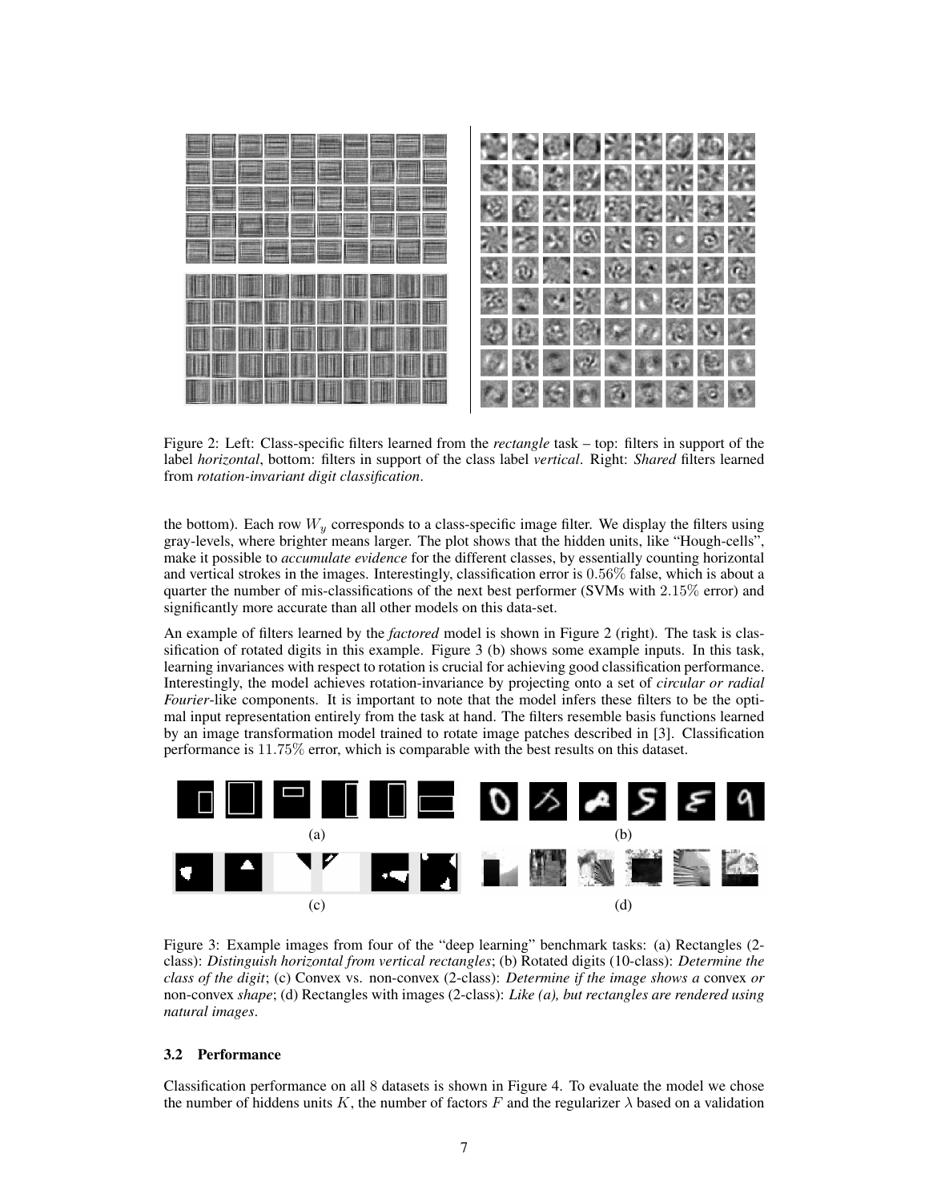Figure 2: Left: Class-specific filters learned from the *rectangle* task – top: filters in support of the label *horizontal*, bottom: filters in support of the class label *vertical*. Right: *Shared* filters learned from *rotation-invariant digit classification*.

the bottom). Each row $W_y$ corresponds to a class-specific image filter. We display the filters using gray-levels, where brighter means larger. The plot shows that the hidden units, like "Hough-cells", make it possible to *accumulate evidence* for the different classes, by essentially counting horizontal and vertical strokes in the images. Interestingly, classification error is $0.56\%$ false, which is about a quarter the number of mis-classifications of the next best performer (SVMs with $2.15\%$ error) and significantly more accurate than all other models on this data-set.

An example of filters learned by the *factored* model is shown in Figure 2 (right). The task is classification of rotated digits in this example. Figure 3 (b) shows some example inputs. In this task, learning invariances with respect to rotation is crucial for achieving good classification performance. Interestingly, the model achieves rotation-invariance by projecting onto a set of *circular or radial Fourier*-like components. It is important to note that the model infers these filters to be the optimal input representation entirely from the task at hand. The filters resemble basis functions learned by an image transformation model trained to rotate image patches described in [3]. Classification performance is $11.75\%$ error, which is comparable with the best results on this dataset.

Figure 3: Example images from four of the "deep learning" benchmark tasks: (a) Rectangles (2-class): *Distinguish horizontal from vertical rectangles*; (b) Rotated digits (10-class): *Determine the class of the digit*; (c) Convex vs. non-convex (2-class): *Determine if the image shows a* convex *or* non-convex *shape*; (d) Rectangles with images (2-class): *Like (a), but rectangles are rendered using natural images*.

### 3.2 Performance

Classification performance on all $8$ datasets is shown in Figure 4. To evaluate the model we chose the number of hiddens units $K$, the number of factors $F$ and the regularizer $\lambda$ based on a validation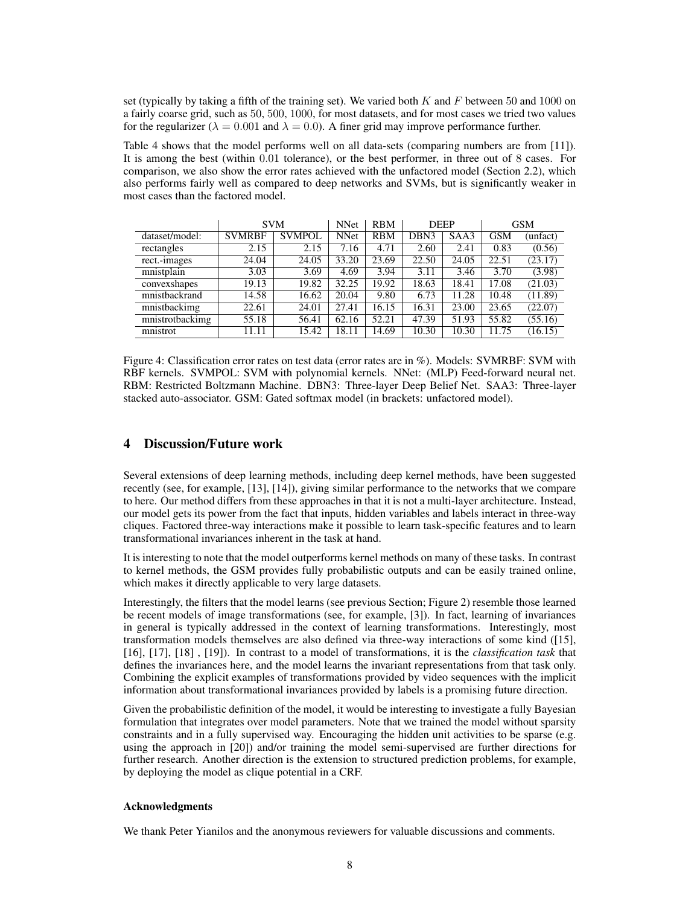set (typically by taking a fifth of the training set). We varied both $K$ and $F$ between $50$ and $1000$ on a fairly coarse grid, such as $50$, $500$, $1000$, for most datasets, and for most cases we tried two values for the regularizer ($\lambda = 0.001$ and $\lambda = 0.0$). A finer grid may improve performance further.

Table 4 shows that the model performs well on all data-sets (comparing numbers are from [11]). It is among the best (within $0.01$ tolerance), or the best performer, in three out of $8$ cases. For comparison, we also show the error rates achieved with the unfactored model (Section 2.2), which also performs fairly well as compared to deep networks and SVMs, but is significantly weaker in most cases than the factored model.

| | SVM | | NNet | RBM | DEEP | | GSM | |
|---|---|---|---|---|---|---|---|---|
| dataset/model: | SVMRBF | SVMPOL | NNet | RBM | DBN3 | SAA3 | GSM | (unfact) |
| rectangles | 2.15 | 2.15 | 7.16 | 4.71 | 2.60 | 2.41 | 0.83 | (0.56) |
| rect.-images | 24.04 | 24.05 | 33.20 | 23.69 | 22.50 | 24.05 | 22.51 | (23.17) |
| mnistplain | 3.03 | 3.69 | 4.69 | 3.94 | 3.11 | 3.46 | 3.70 | (3.98) |
| convexshapes | 19.13 | 19.82 | 32.25 | 19.92 | 18.63 | 18.41 | 17.08 | (21.03) |
| mnistbackrand | 14.58 | 16.62 | 20.04 | 9.80 | 6.73 | 11.28 | 10.48 | (11.89) |
| mnistbackimg | 22.61 | 24.01 | 27.41 | 16.15 | 16.31 | 23.00 | 23.65 | (22.07) |
| mnistrotbackimg | 55.18 | 56.41 | 62.16 | 52.21 | 47.39 | 51.93 | 55.82 | (55.16) |
| mnistrot | 11.11 | 15.42 | 18.11 | 14.69 | 10.30 | 10.30 | 11.75 | (16.15) |

Figure 4: Classification error rates on test data (error rates are in %). Models: SVMRBF: SVM with RBF kernels. SVMPOL: SVM with polynomial kernels. NNet: (MLP) Feed-forward neural net. RBM: Restricted Boltzmann Machine. DBN3: Three-layer Deep Belief Net. SAA3: Three-layer stacked auto-associator. GSM: Gated softmax model (in brackets: unfactored model).

# 4 Discussion/Future work

Several extensions of deep learning methods, including deep kernel methods, have been suggested recently (see, for example, [13], [14]), giving similar performance to the networks that we compare to here. Our method differs from these approaches in that it is not a multi-layer architecture. Instead, our model gets its power from the fact that inputs, hidden variables and labels interact in three-way cliques. Factored three-way interactions make it possible to learn task-specific features and to learn transformational invariances inherent in the task at hand.

It is interesting to note that the model outperforms kernel methods on many of these tasks. In contrast to kernel methods, the GSM provides fully probabilistic outputs and can be easily trained online, which makes it directly applicable to very large datasets.

Interestingly, the filters that the model learns (see previous Section; Figure 2) resemble those learned be recent models of image transformations (see, for example, [3]). In fact, learning of invariances in general is typically addressed in the context of learning transformations. Interestingly, most transformation models themselves are also defined via three-way interactions of some kind ([15], [16], [17], [18] , [19]). In contrast to a model of transformations, it is the *classification task* that defines the invariances here, and the model learns the invariant representations from that task only. Combining the explicit examples of transformations provided by video sequences with the implicit information about transformational invariances provided by labels is a promising future direction.

Given the probabilistic definition of the model, it would be interesting to investigate a fully Bayesian formulation that integrates over model parameters. Note that we trained the model without sparsity constraints and in a fully supervised way. Encouraging the hidden unit activities to be sparse (e.g. using the approach in [20]) and/or training the model semi-supervised are further directions for further research. Another direction is the extension to structured prediction problems, for example, by deploying the model as clique potential in a CRF.

### Acknowledgments

We thank Peter Yianilos and the anonymous reviewers for valuable discussions and comments.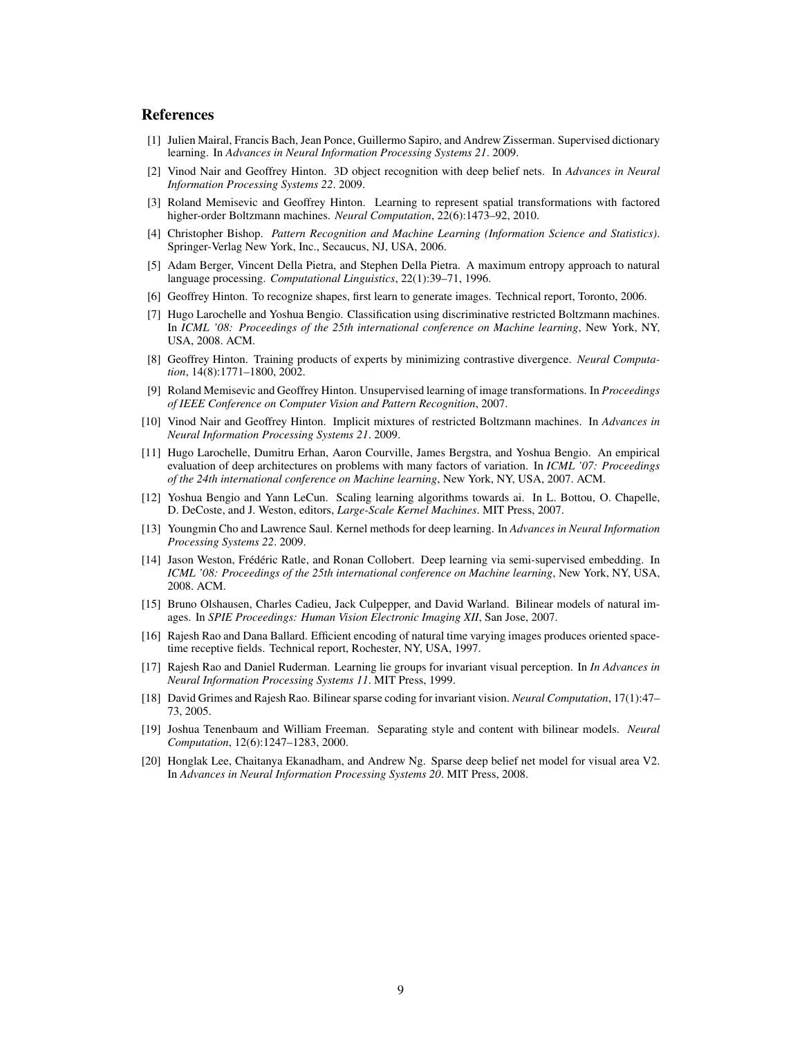## References

[1] Julien Mairal, Francis Bach, Jean Ponce, Guillermo Sapiro, and Andrew Zisserman. Supervised dictionary learning. In *Advances in Neural Information Processing Systems 21*. 2009.

[2] Vinod Nair and Geoffrey Hinton. 3D object recognition with deep belief nets. In *Advances in Neural Information Processing Systems 22*. 2009.

[3] Roland Memisevic and Geoffrey Hinton. Learning to represent spatial transformations with factored higher-order Boltzmann machines. *Neural Computation*, 22(6):1473–92, 2010.

[4] Christopher Bishop. *Pattern Recognition and Machine Learning (Information Science and Statistics)*. Springer-Verlag New York, Inc., Secaucus, NJ, USA, 2006.

[5] Adam Berger, Vincent Della Pietra, and Stephen Della Pietra. A maximum entropy approach to natural language processing. *Computational Linguistics*, 22(1):39–71, 1996.

[6] Geoffrey Hinton. To recognize shapes, first learn to generate images. Technical report, Toronto, 2006.

[7] Hugo Larochelle and Yoshua Bengio. Classification using discriminative restricted Boltzmann machines. In *ICML '08: Proceedings of the 25th international conference on Machine learning*, New York, NY, USA, 2008. ACM.

[8] Geoffrey Hinton. Training products of experts by minimizing contrastive divergence. *Neural Computation*, 14(8):1771–1800, 2002.

[9] Roland Memisevic and Geoffrey Hinton. Unsupervised learning of image transformations. In *Proceedings of IEEE Conference on Computer Vision and Pattern Recognition*, 2007.

[10] Vinod Nair and Geoffrey Hinton. Implicit mixtures of restricted Boltzmann machines. In *Advances in Neural Information Processing Systems 21*. 2009.

[11] Hugo Larochelle, Dumitru Erhan, Aaron Courville, James Bergstra, and Yoshua Bengio. An empirical evaluation of deep architectures on problems with many factors of variation. In *ICML '07: Proceedings of the 24th international conference on Machine learning*, New York, NY, USA, 2007. ACM.

[12] Yoshua Bengio and Yann LeCun. Scaling learning algorithms towards ai. In L. Bottou, O. Chapelle, D. DeCoste, and J. Weston, editors, *Large-Scale Kernel Machines*. MIT Press, 2007.

[13] Youngmin Cho and Lawrence Saul. Kernel methods for deep learning. In *Advances in Neural Information Processing Systems 22*. 2009.

[14] Jason Weston, Frédéric Ratle, and Ronan Collobert. Deep learning via semi-supervised embedding. In *ICML '08: Proceedings of the 25th international conference on Machine learning*, New York, NY, USA, 2008. ACM.

[15] Bruno Olshausen, Charles Cadieu, Jack Culpepper, and David Warland. Bilinear models of natural images. In *SPIE Proceedings: Human Vision Electronic Imaging XII*, San Jose, 2007.

[16] Rajesh Rao and Dana Ballard. Efficient encoding of natural time varying images produces oriented space-time receptive fields. Technical report, Rochester, NY, USA, 1997.

[17] Rajesh Rao and Daniel Ruderman. Learning lie groups for invariant visual perception. In *In Advances in Neural Information Processing Systems 11*. MIT Press, 1999.

[18] David Grimes and Rajesh Rao. Bilinear sparse coding for invariant vision. *Neural Computation*, 17(1):47–73, 2005.

[19] Joshua Tenenbaum and William Freeman. Separating style and content with bilinear models. *Neural Computation*, 12(6):1247–1283, 2000.

[20] Honglak Lee, Chaitanya Ekanadham, and Andrew Ng. Sparse deep belief net model for visual area V2. In *Advances in Neural Information Processing Systems 20*. MIT Press, 2008.